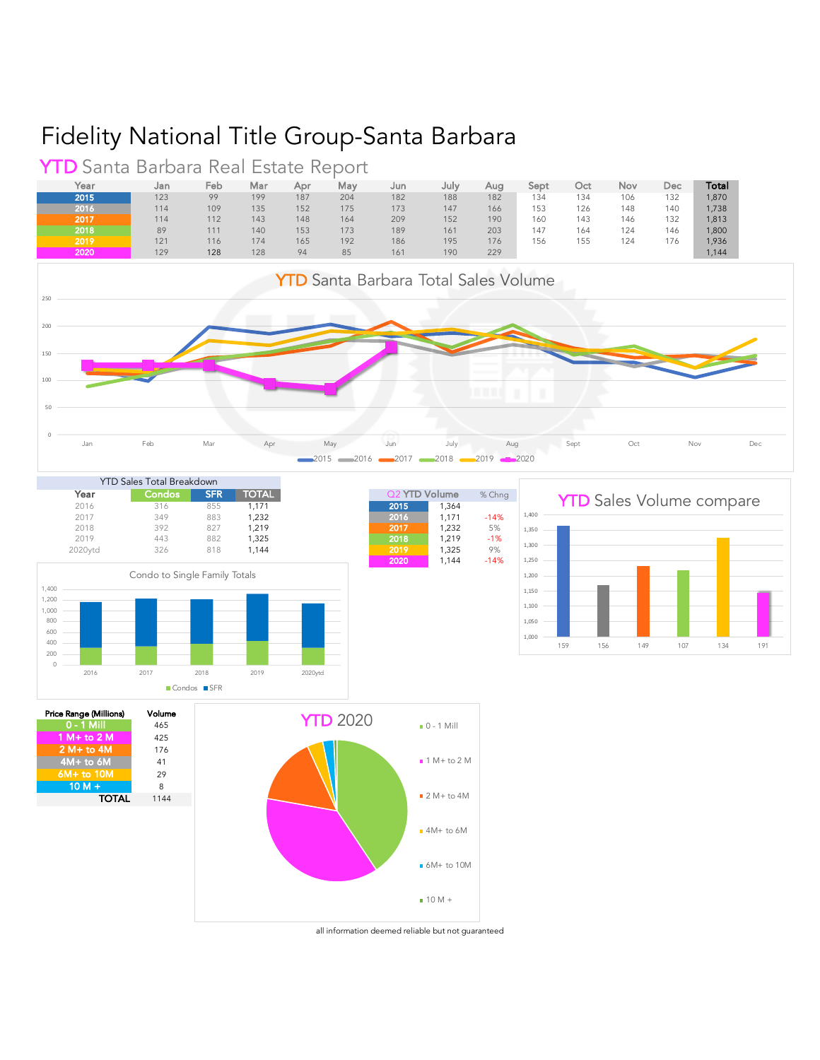# Fidelity National Title Group-Santa Barbara

## YTD Santa Barbara Real Estate Report

| Year | Jan | Feb | Mar | Apr | May | Jun | July | Aug | Sept | Oct | Nov | Dec | Total |
|---|---|---|---|---|---|---|---|---|---|---|---|---|---|
| 2015 | 123 | 99 | 199 | 187 | 204 | 182 | 188 | 182 | 134 | 134 | 106 | 132 | 1,870 |
| 2016 | 114 | 109 | 135 | 152 | 175 | 173 | 147 | 166 | 153 | 126 | 148 | 140 | 1,738 |
| 2017 | 114 | 112 | 143 | 148 | 164 | 209 | 152 | 190 | 160 | 143 | 146 | 132 | 1,813 |
| 2018 | 89 | 111 | 140 | 153 | 173 | 189 | 161 | 203 | 147 | 164 | 124 | 146 | 1,800 |
| 2019 | 121 | 116 | 174 | 165 | 192 | 186 | 195 | 176 | 156 | 155 | 124 | 176 | 1,936 |
| 2020 | 129 | 128 | 128 | 94 | 85 | 161 | 190 | 229 | | | | | 1,144 |

### YTD Santa Barbara Total Sales Volume

### YTD Sales Total Breakdown

| Year | Condos | SFR | TOTAL |
|---|---|---|---|
| 2016 | 316 | 855 | 1,171 |
| 2017 | 349 | 883 | 1,232 |
| 2018 | 392 | 827 | 1,219 |
| 2019 | 443 | 882 | 1,325 |
| 2020ytd | 326 | 818 | 1,144 |

| Q2 YTD Volume | | % Chng |
|---|---|---|
| 2015 | 1,364 | |
| 2016 | 1,171 | -14% |
| 2017 | 1,232 | 5% |
| 2018 | 1,219 | -1% |
| 2019 | 1,325 | 9% |
| 2020 | 1,144 | -14% |

### YTD Sales Volume compare

### Condo to Single Family Totals

| Price Range (Millions) | Volume |
|---|---|
| 0 - 1 Mill | 465 |
| 1 M+ to 2 M | 425 |
| 2 M+ to 4M | 176 |
| 4M+ to 6M | 41 |
| 6M+ to 10M | 29 |
| 10 M + | 8 |
| TOTAL | 1144 |

### YTD 2020

all information deemed reliable but not guaranteed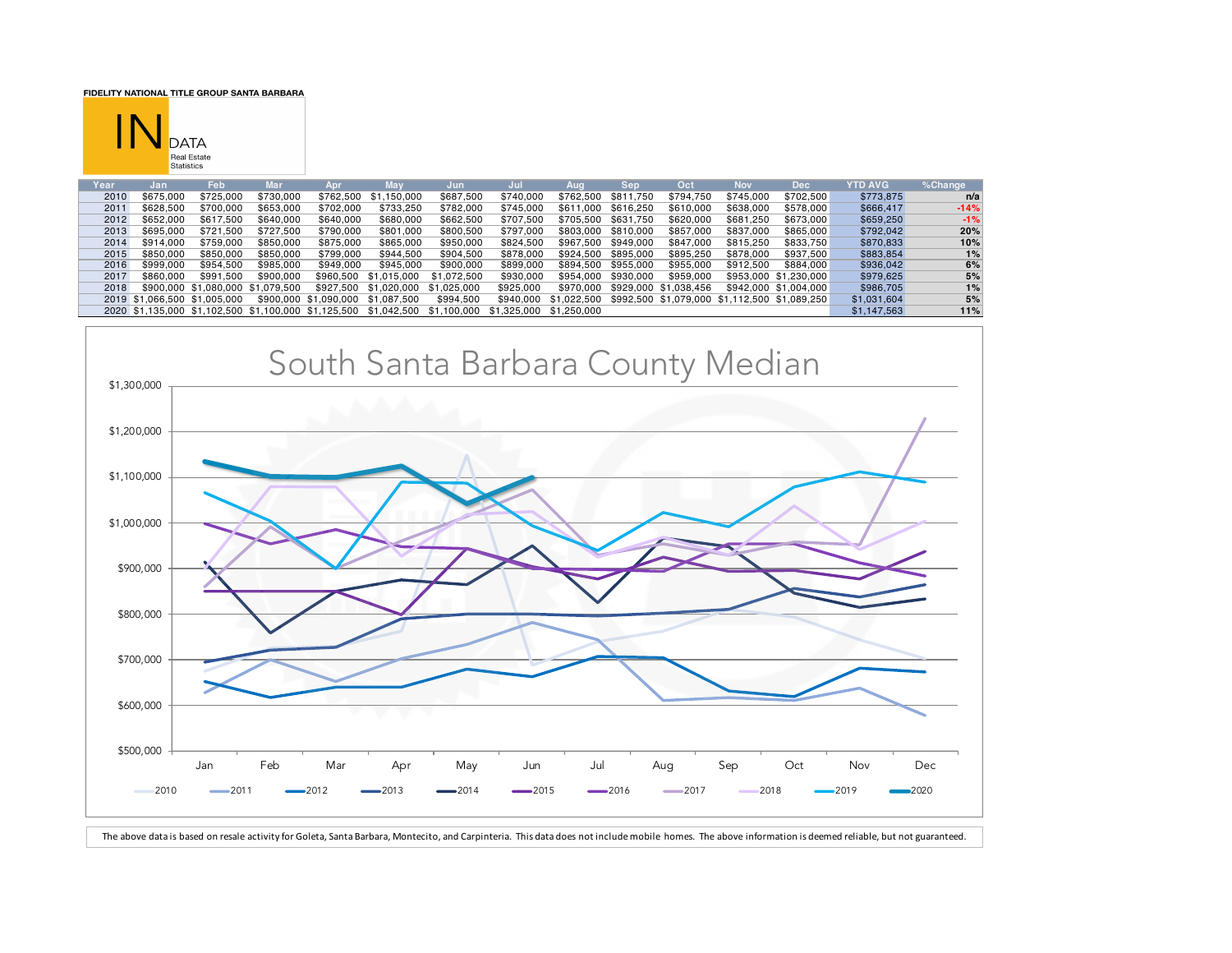FIDELITY NATIONAL TITLE GROUP SANTA BARBARA

# IN DATA
Real Estate Statistics

| Year | Jan | Feb | Mar | Apr | May | Jun | Jul | Aug | Sep | Oct | Nov | Dec | YTD AVG | %Change |
|---|---|---|---|---|---|---|---|---|---|---|---|---|---|---|
| 2010 | $675,000 | $725,000 | $730,000 | $762,500 | $1,150,000 | $687,500 | $740,000 | $762,500 | $811,750 | $794,750 | $745,000 | $702,500 | $773,875 | n/a |
| 2011 | $628,500 | $700,000 | $653,000 | $702,000 | $733,250 | $782,000 | $745,000 | $611,000 | $616,250 | $610,000 | $638,000 | $578,000 | $666,417 | -14% |
| 2012 | $652,000 | $617,500 | $640,000 | $640,000 | $680,000 | $662,500 | $707,500 | $705,500 | $631,750 | $620,000 | $681,250 | $673,000 | $659,250 | -1% |
| 2013 | $695,000 | $721,500 | $727,500 | $790,000 | $801,000 | $800,500 | $797,000 | $803,000 | $810,000 | $857,000 | $837,000 | $865,000 | $792,042 | 20% |
| 2014 | $914,000 | $759,000 | $850,000 | $875,000 | $865,000 | $950,000 | $824,500 | $967,500 | $949,000 | $847,000 | $815,250 | $833,750 | $870,833 | 10% |
| 2015 | $850,000 | $850,000 | $850,000 | $799,000 | $944,500 | $904,500 | $878,000 | $924,500 | $895,000 | $895,250 | $878,000 | $937,500 | $883,854 | 1% |
| 2016 | $999,000 | $954,500 | $985,000 | $949,000 | $945,000 | $900,000 | $899,000 | $894,500 | $955,000 | $955,000 | $912,500 | $884,000 | $936,042 | 6% |
| 2017 | $860,000 | $991,500 | $900,000 | $960,500 | $1,015,000 | $1,072,500 | $930,000 | $954,000 | $930,000 | $959,000 | $953,000 | $1,230,000 | $979,625 | 5% |
| 2018 | $900,000 | $1,080,000 | $1,079,500 | $927,500 | $1,020,000 | $1,025,000 | $925,000 | $970,000 | $929,000 | $1,038,456 | $942,000 | $1,004,000 | $986,705 | 1% |
| 2019 | $1,066,500 | $1,005,000 | $900,000 | $1,090,000 | $1,087,500 | $994,500 | $940,000 | $1,022,500 | $992,500 | $1,079,000 | $1,112,500 | $1,089,250 | $1,031,604 | 5% |
| 2020 | $1,135,000 | $1,102,500 | $1,100,000 | $1,125,500 | $1,042,500 | $1,100,000 | $1,325,000 | $1,250,000 | | | | | $1,147,563 | 11% |

## South Santa Barbara County Median

The above data is based on resale activity for Goleta, Santa Barbara, Montecito, and Carpinteria. This data does not include mobile homes. The above information is deemed reliable, but not guaranteed.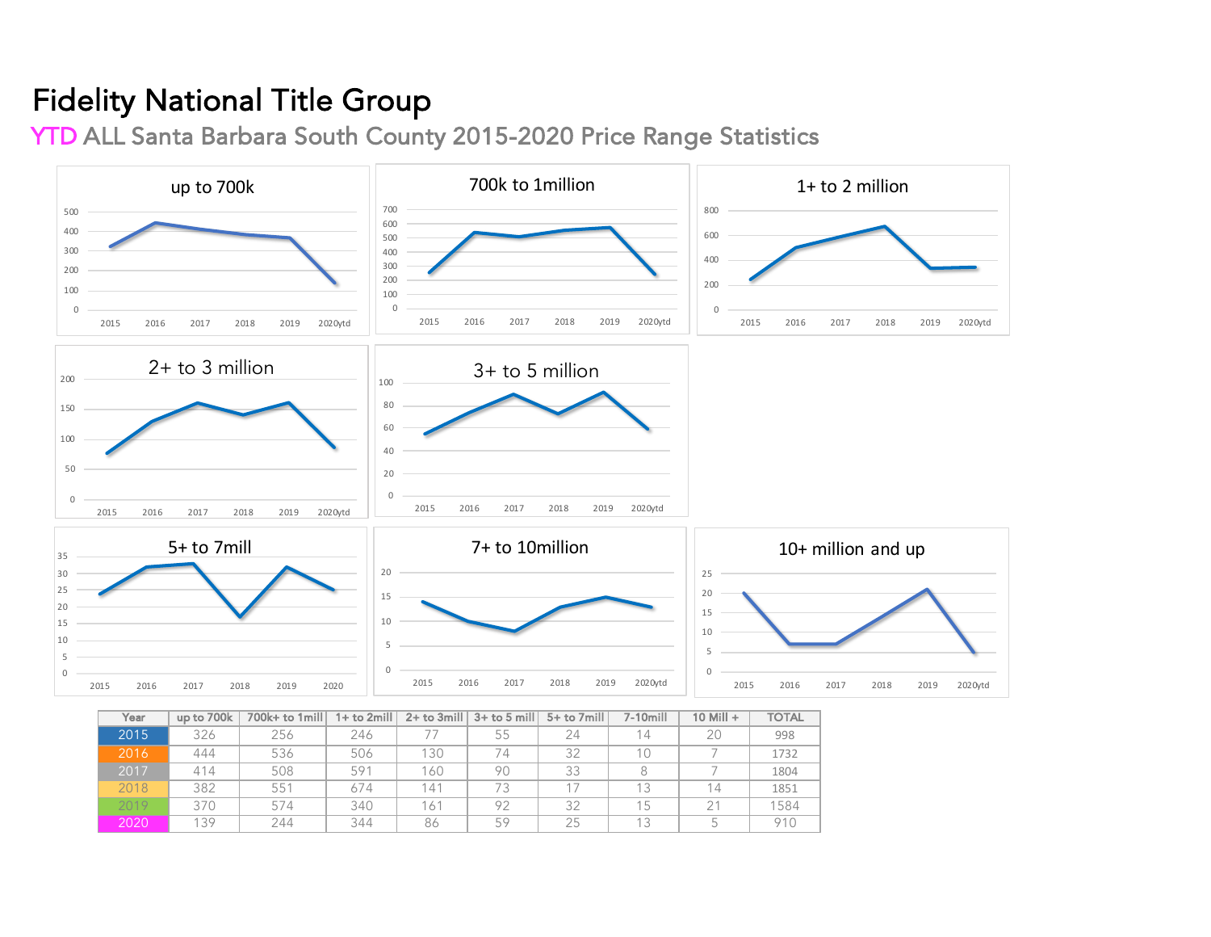# Fidelity National Title Group

## YTD ALL Santa Barbara South County 2015-2020 Price Range Statistics

up to 700k

500
400
300
200
100
0

2015 2016 2017 2018 2019 2020ytd

700k to 1million

700
600
500
400
300
200
100
0

2015 2016 2017 2018 2019 2020ytd

1+ to 2 million

800
600
400
200
0

2015 2016 2017 2018 2019 2020ytd

2+ to 3 million

200
150
100
50
0

2015 2016 2017 2018 2019 2020ytd

3+ to 5 million

100
80
60
40
20
0

2015 2016 2017 2018 2019 2020ytd

5+ to 7mill

35
30
25
20
15
10
5
0

2015 2016 2017 2018 2019 2020

7+ to 10million

20
15
10
5
0

2015 2016 2017 2018 2019 2020ytd

10+ million and up

25
20
15
10
5
0

2015 2016 2017 2018 2019 2020ytd

| Year | up to 700k | 700k+ to 1mill | 1+ to 2mill | 2+ to 3mill | 3+ to 5 mill | 5+ to 7mill | 7-10mill | 10 Mill + | TOTAL |
|---|---|---|---|---|---|---|---|---|---|
| 2015 | 326 | 256 | 246 | 77 | 55 | 24 | 14 | 20 | 998 |
| 2016 | 444 | 536 | 506 | 130 | 74 | 32 | 10 | 7 | 1732 |
| 2017 | 414 | 508 | 591 | 160 | 90 | 33 | 8 | 7 | 1804 |
| 2018 | 382 | 551 | 674 | 141 | 73 | 17 | 13 | 14 | 1851 |
| 2019 | 370 | 574 | 340 | 161 | 92 | 32 | 15 | 21 | 1584 |
| 2020 | 139 | 244 | 344 | 86 | 59 | 25 | 13 | 5 | 910 |